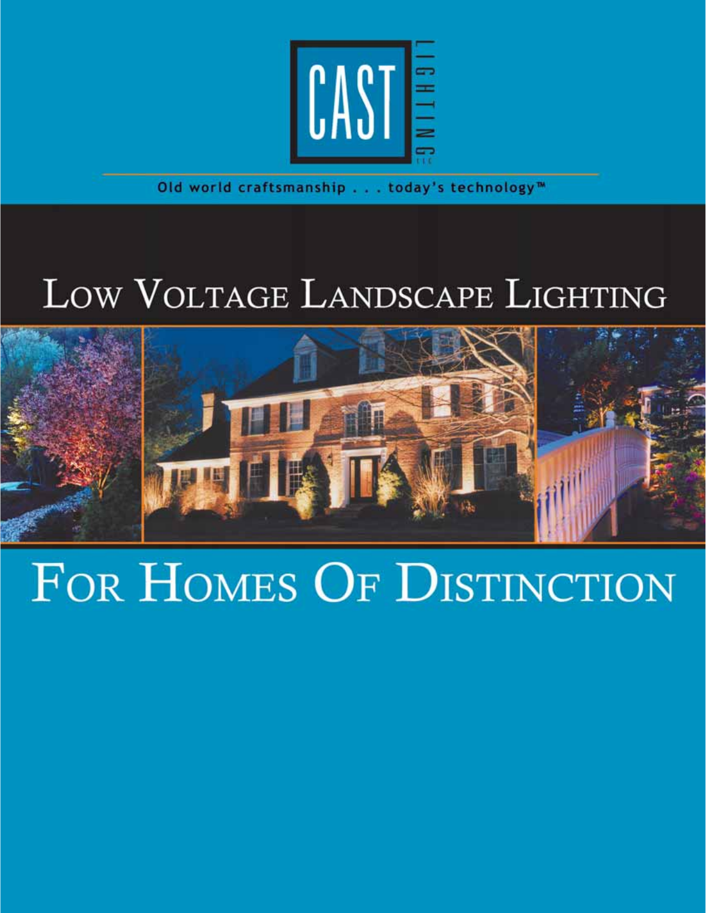CAST LIGHTING LLC

Old world craftsmanship . . . today's technology™

# Low Voltage Landscape Lighting

# For Homes Of Distinction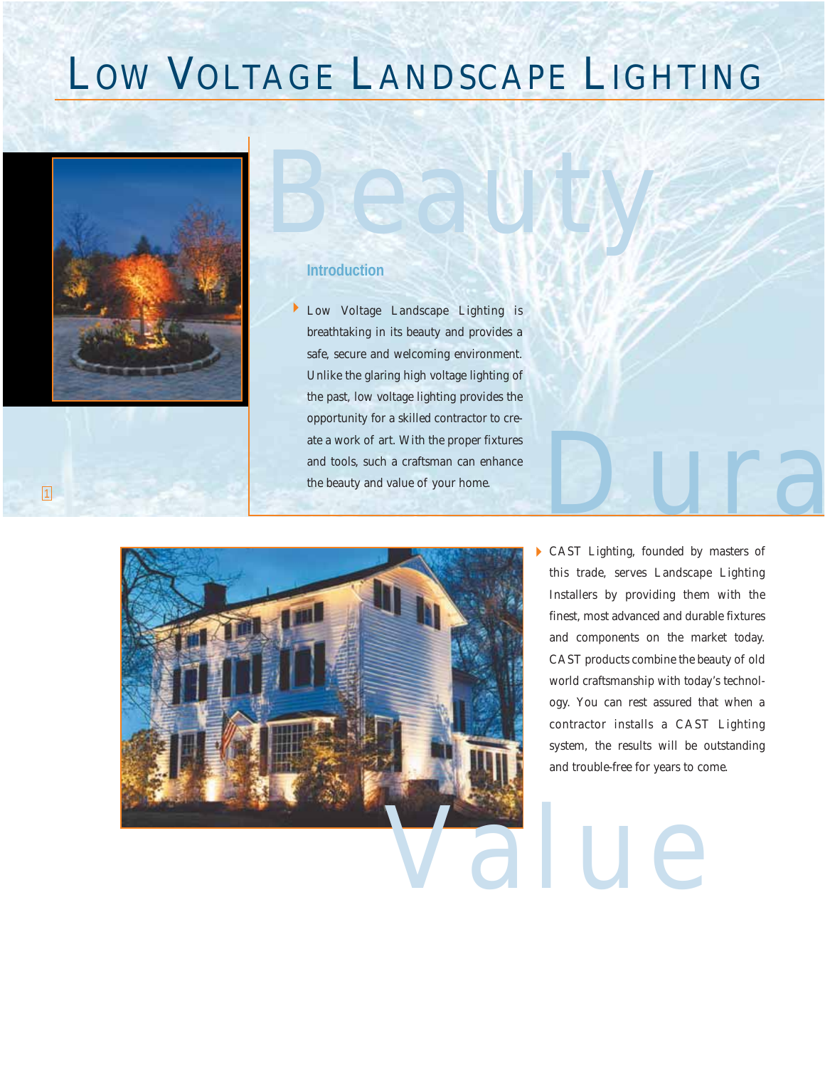# Low Voltage Landscape Lighting

Beauty

## Introduction

Low Voltage Landscape Lighting is breathtaking in its beauty and provides a safe, secure and welcoming environment. Unlike the glaring high voltage lighting of the past, low voltage lighting provides the opportunity for a skilled contractor to create a work of art. With the proper fixtures and tools, such a craftsman can enhance the beauty and value of your home.

Dura

CAST Lighting, founded by masters of this trade, serves Landscape Lighting Installers by providing them with the finest, most advanced and durable fixtures and components on the market today. CAST products combine the beauty of old world craftsmanship with today's technology. You can rest assured that when a contractor installs a CAST Lighting system, the results will be outstanding and trouble-free for years to come.

Value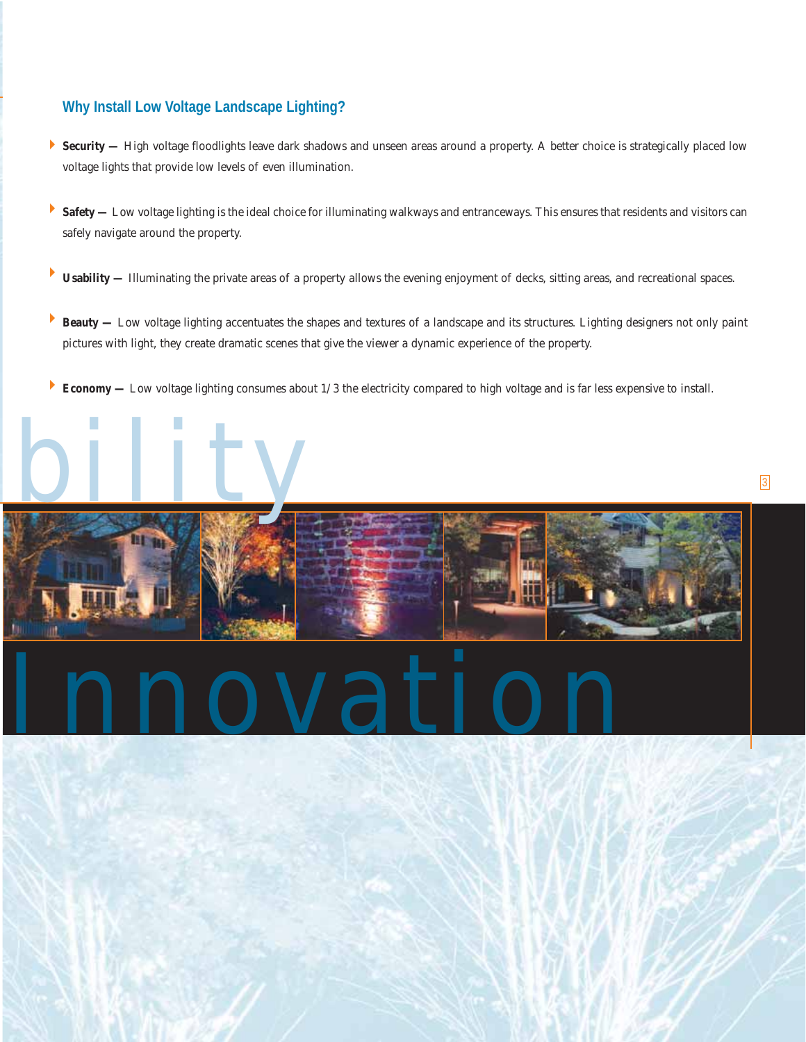## Why Install Low Voltage Landscape Lighting?

- **Security —** High voltage floodlights leave dark shadows and unseen areas around a property. A better choice is strategically placed low voltage lights that provide low levels of even illumination.
- **Safety —** Low voltage lighting is the ideal choice for illuminating walkways and entranceways. This ensures that residents and visitors can safely navigate around the property.
- **Usability —** Illuminating the private areas of a property allows the evening enjoyment of decks, sitting areas, and recreational spaces.
- **Beauty —** Low voltage lighting accentuates the shapes and textures of a landscape and its structures. Lighting designers not only paint pictures with light, they create dramatic scenes that give the viewer a dynamic experience of the property.
- **Economy —** Low voltage lighting consumes about 1/3 the electricity compared to high voltage and is far less expensive to install.

bility

Innovation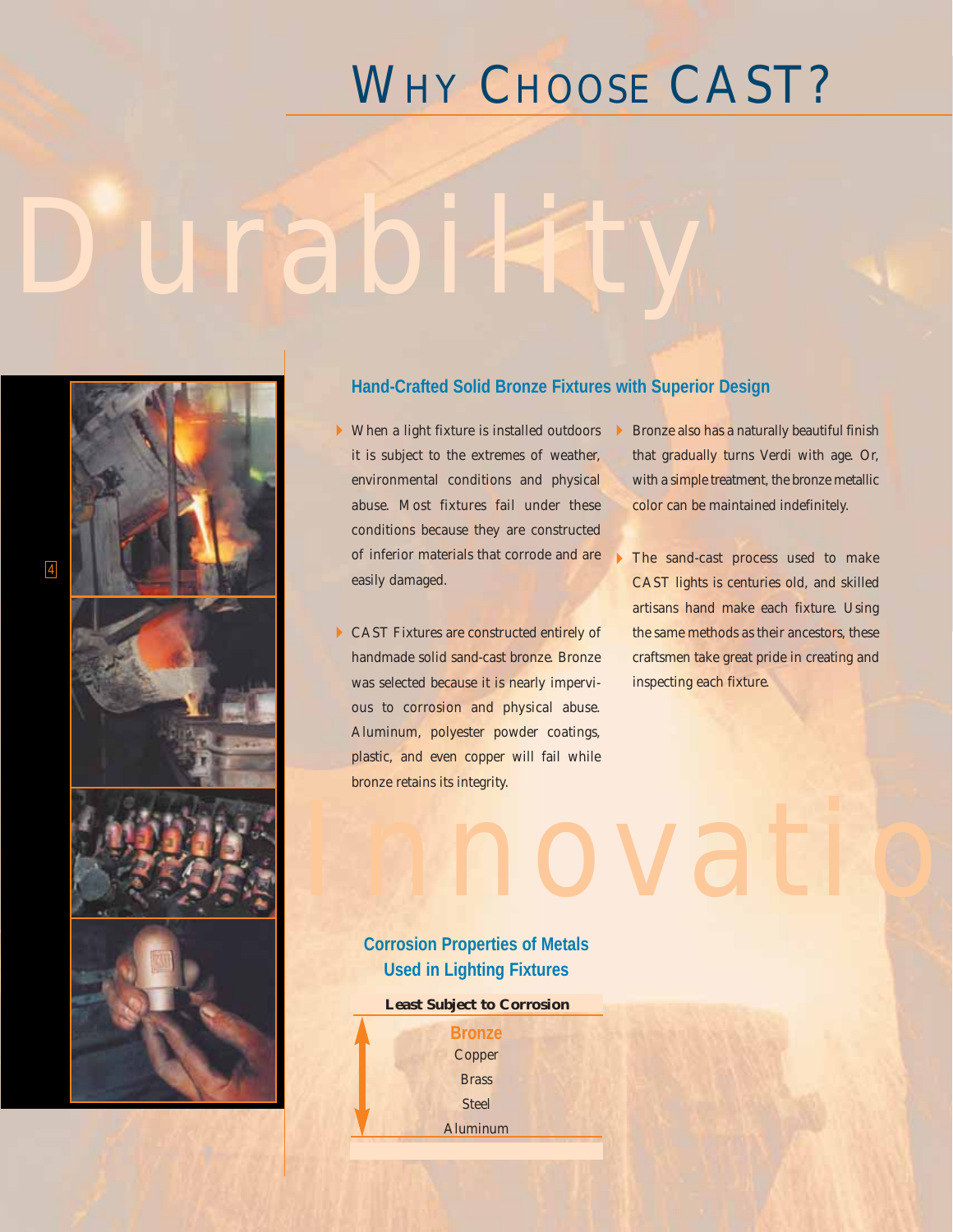# WHY CHOOSE CAST?

Durability

## Hand-Crafted Solid Bronze Fixtures with Superior Design

- When a light fixture is installed outdoors it is subject to the extremes of weather, environmental conditions and physical abuse. Most fixtures fail under these conditions because they are constructed of inferior materials that corrode and are easily damaged.

- CAST Fixtures are constructed entirely of handmade solid sand-cast bronze. Bronze was selected because it is nearly impervious to corrosion and physical abuse. Aluminum, polyester powder coatings, plastic, and even copper will fail while bronze retains its integrity.

- Bronze also has a naturally beautiful finish that gradually turns Verdi with age. Or, with a simple treatment, the bronze metallic color can be maintained indefinitely.

- The sand-cast process used to make CAST lights is centuries old, and skilled artisans hand make each fixture. Using the same methods as their ancestors, these craftsmen take great pride in creating and inspecting each fixture.

Innovatio

### Corrosion Properties of Metals Used in Lighting Fixtures

**Least Subject to Corrosion**

**Bronze**
Copper
Brass
Steel
Aluminum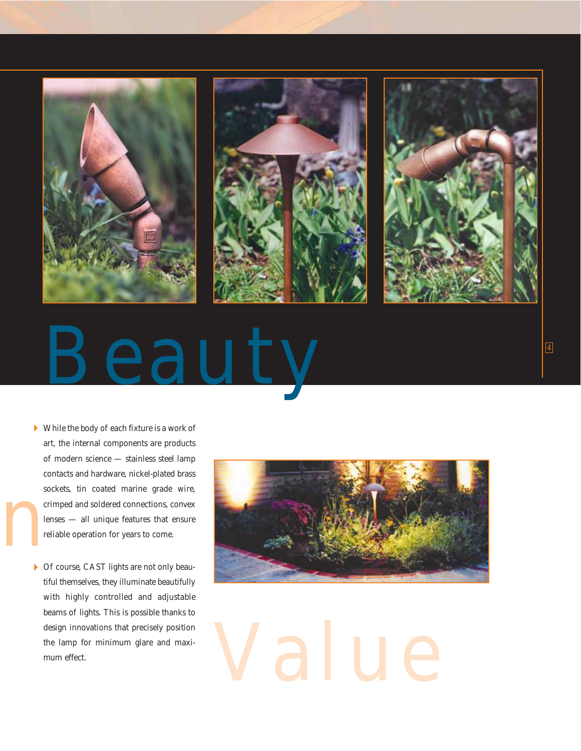# Beauty

- While the body of each fixture is a work of art, the internal components are products of modern science — stainless steel lamp contacts and hardware, nickel-plated brass sockets, tin coated marine grade wire, crimped and soldered connections, convex lenses — all unique features that ensure reliable operation for years to come.

- Of course, CAST lights are not only beautiful themselves, they illuminate beautifully with highly controlled and adjustable beams of lights. This is possible thanks to design innovations that precisely position the lamp for minimum glare and maximum effect.

# Value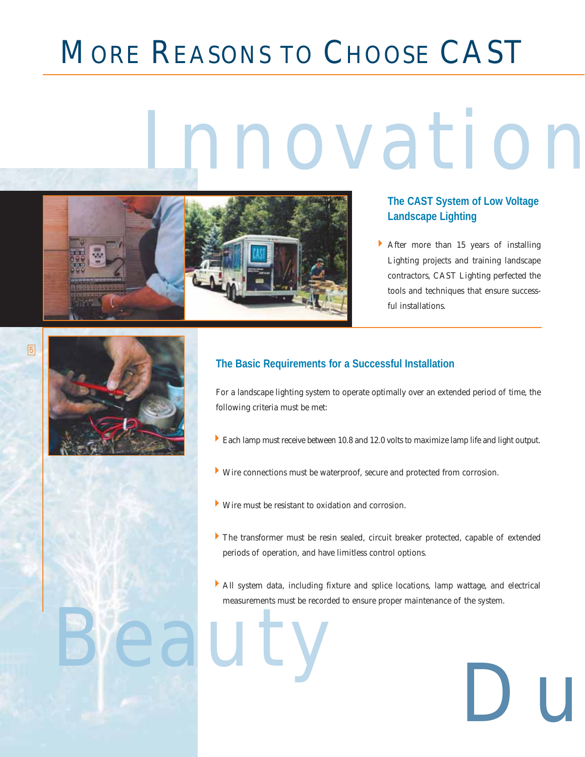# MORE REASONS TO CHOOSE CAST

Innovation

### The CAST System of Low Voltage Landscape Lighting

- After more than 15 years of installing Lighting projects and training landscape contractors, CAST Lighting perfected the tools and techniques that ensure successful installations.

### The Basic Requirements for a Successful Installation

For a landscape lighting system to operate optimally over an extended period of time, the following criteria must be met:

- Each lamp must receive between 10.8 and 12.0 volts to maximize lamp life and light output.
- Wire connections must be waterproof, secure and protected from corrosion.
- Wire must be resistant to oxidation and corrosion.
- The transformer must be resin sealed, circuit breaker protected, capable of extended periods of operation, and have limitless control options.
- All system data, including fixture and splice locations, lamp wattage, and electrical measurements must be recorded to ensure proper maintenance of the system.

Beauty

Du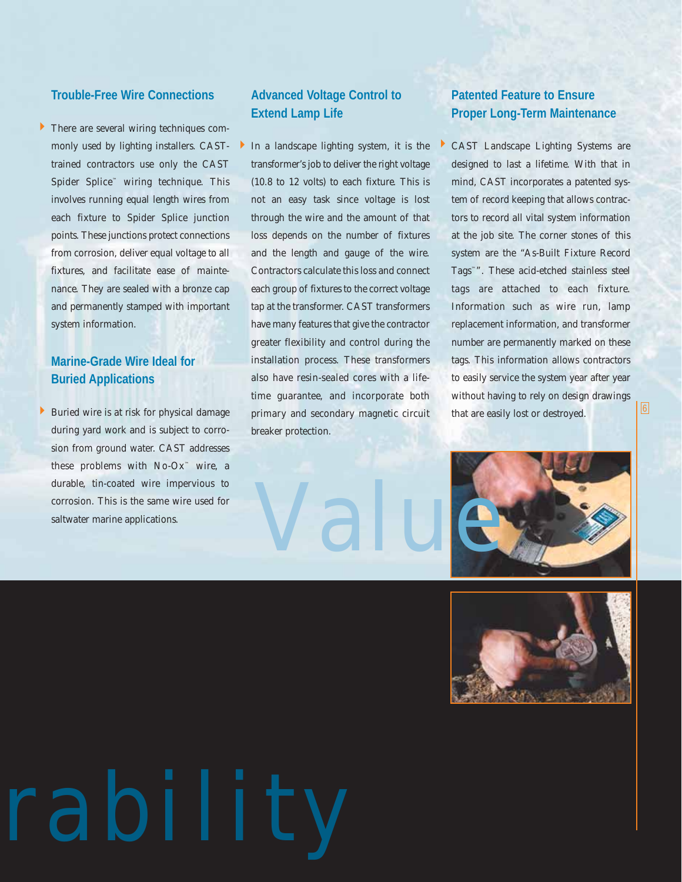### Trouble-Free Wire Connections

- There are several wiring techniques commonly used by lighting installers. CAST-trained contractors use only the CAST Spider Splice™ wiring technique. This involves running equal length wires from each fixture to Spider Splice junction points. These junctions protect connections from corrosion, deliver equal voltage to all fixtures, and facilitate ease of maintenance. They are sealed with a bronze cap and permanently stamped with important system information.

### Marine-Grade Wire Ideal for Buried Applications

- Buried wire is at risk for physical damage during yard work and is subject to corrosion from ground water. CAST addresses these problems with No-Ox™ wire, a durable, tin-coated wire impervious to corrosion. This is the same wire used for saltwater marine applications.

### Advanced Voltage Control to Extend Lamp Life

- In a landscape lighting system, it is the transformer's job to deliver the right voltage (10.8 to 12 volts) to each fixture. This is not an easy task since voltage is lost through the wire and the amount of that loss depends on the number of fixtures and the length and gauge of the wire. Contractors calculate this loss and connect each group of fixtures to the correct voltage tap at the transformer. CAST transformers have many features that give the contractor greater flexibility and control during the installation process. These transformers also have resin-sealed cores with a lifetime guarantee, and incorporate both primary and secondary magnetic circuit breaker protection.

### Patented Feature to Ensure Proper Long-Term Maintenance

- CAST Landscape Lighting Systems are designed to last a lifetime. With that in mind, CAST incorporates a patented system of record keeping that allows contractors to record all vital system information at the job site. The corner stones of this system are the "As-Built Fixture Record Tags™". These acid-etched stainless steel tags are attached to each fixture. Information such as wire run, lamp replacement information, and transformer number are permanently marked on these tags. This information allows contractors to easily service the system year after year without having to rely on design drawings that are easily lost or destroyed.

Value

rability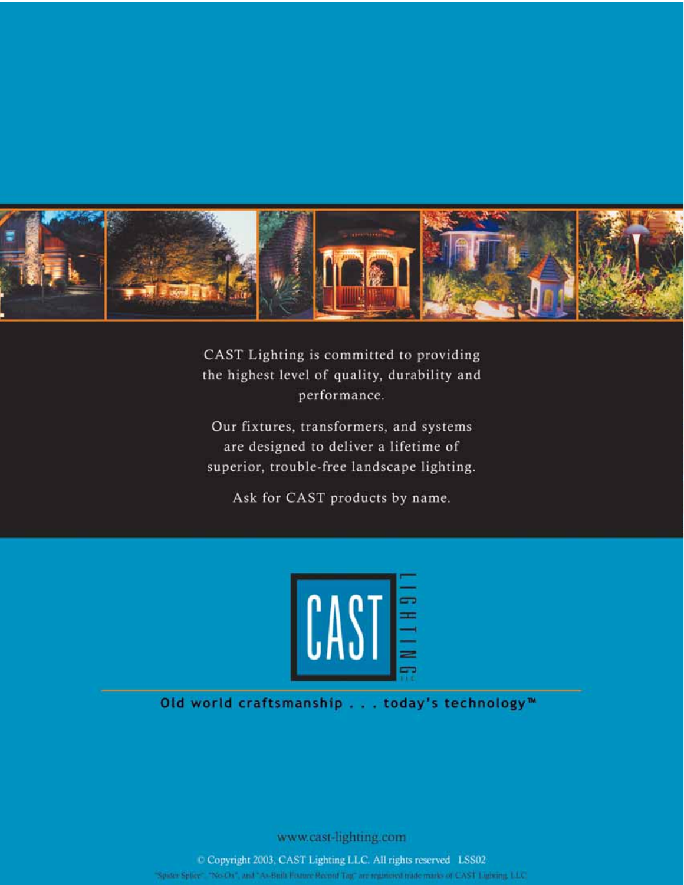CAST Lighting is committed to providing the highest level of quality, durability and performance.

Our fixtures, transformers, and systems are designed to deliver a lifetime of superior, trouble-free landscape lighting.

Ask for CAST products by name.

CAST LIGHTING LLC

**Old world craftsmanship . . . today's technology™**

www.cast-lighting.com

© Copyright 2003, CAST Lighting LLC. All rights reserved LSS02

"Spider Splice", "No-Ox", and "As-Built Fixture Record Tag" are registered trade marks of CAST Lighting, LLC